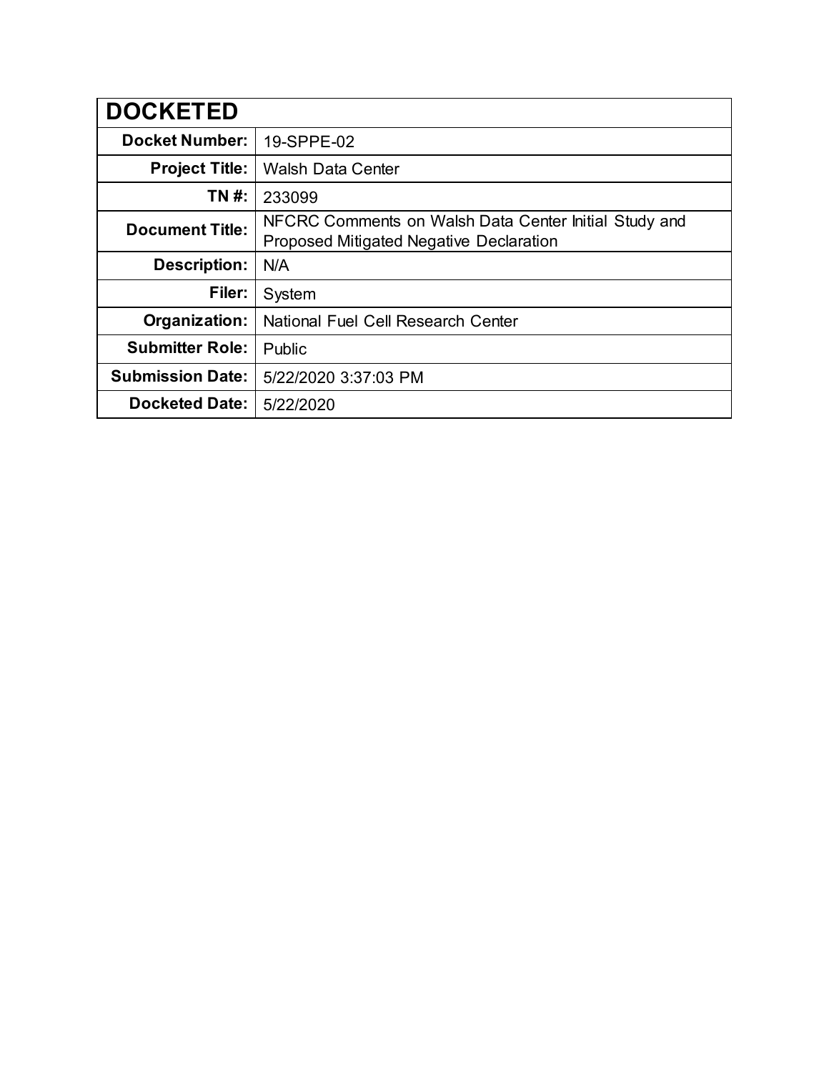| DOCKETED | |
|---|---|
| **Docket Number:** | 19-SPPE-02 |
| **Project Title:** | Walsh Data Center |
| **TN #:** | 233099 |
| **Document Title:** | NFCRC Comments on Walsh Data Center Initial Study and Proposed Mitigated Negative Declaration |
| **Description:** | N/A |
| **Filer:** | System |
| **Organization:** | National Fuel Cell Research Center |
| **Submitter Role:** | Public |
| **Submission Date:** | 5/22/2020 3:37:03 PM |
| **Docketed Date:** | 5/22/2020 |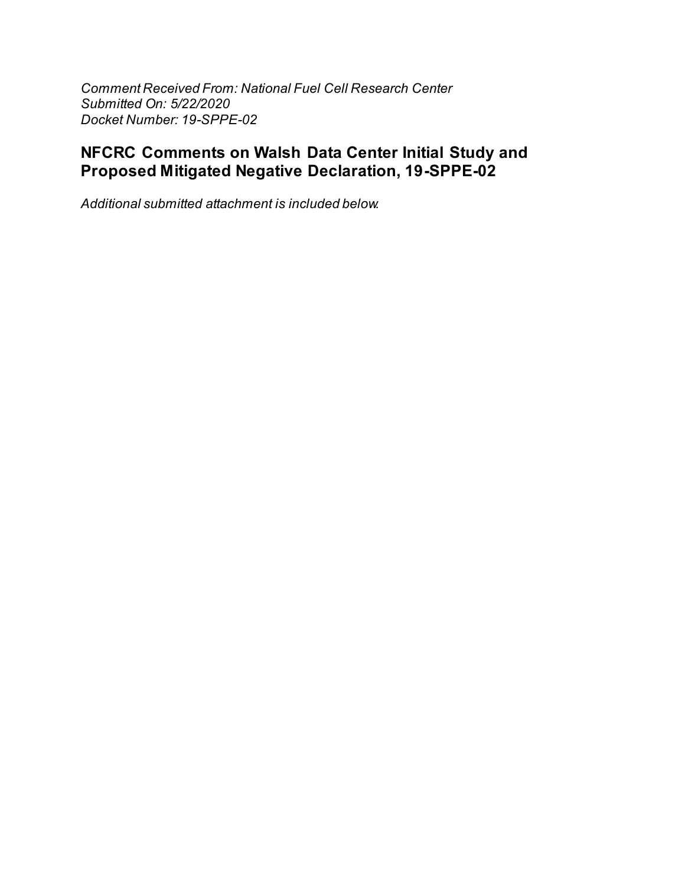*Comment Received From: National Fuel Cell Research Center*
*Submitted On: 5/22/2020*
*Docket Number: 19-SPPE-02*

## NFCRC Comments on Walsh Data Center Initial Study and Proposed Mitigated Negative Declaration, 19-SPPE-02

*Additional submitted attachment is included below.*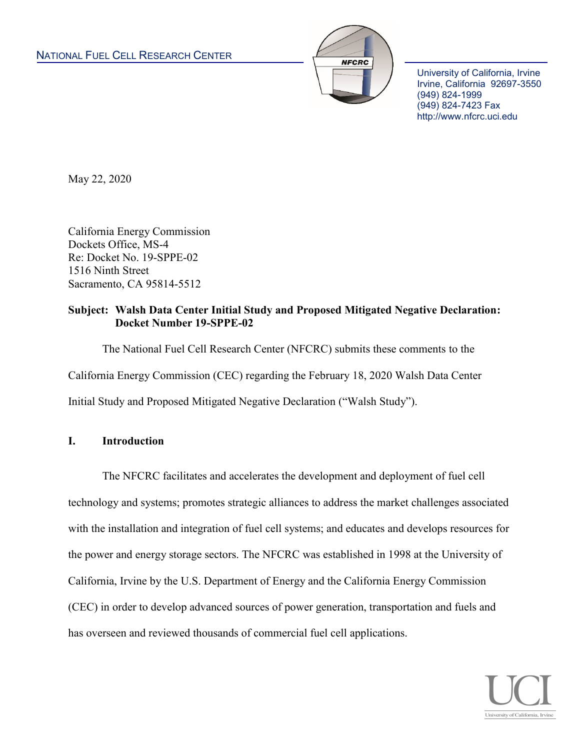NATIONAL FUEL CELL RESEARCH CENTER

University of California, Irvine
Irvine, California 92697-3550
(949) 824-1999
(949) 824-7423 Fax
http://www.nfcrc.uci.edu

May 22, 2020

California Energy Commission
Dockets Office, MS-4
Re: Docket No. 19-SPPE-02
1516 Ninth Street
Sacramento, CA 95814-5512

**Subject: Walsh Data Center Initial Study and Proposed Mitigated Negative Declaration: Docket Number 19-SPPE-02**

The National Fuel Cell Research Center (NFCRC) submits these comments to the California Energy Commission (CEC) regarding the February 18, 2020 Walsh Data Center Initial Study and Proposed Mitigated Negative Declaration ("Walsh Study").

## I. Introduction

The NFCRC facilitates and accelerates the development and deployment of fuel cell technology and systems; promotes strategic alliances to address the market challenges associated with the installation and integration of fuel cell systems; and educates and develops resources for the power and energy storage sectors. The NFCRC was established in 1998 at the University of California, Irvine by the U.S. Department of Energy and the California Energy Commission (CEC) in order to develop advanced sources of power generation, transportation and fuels and has overseen and reviewed thousands of commercial fuel cell applications.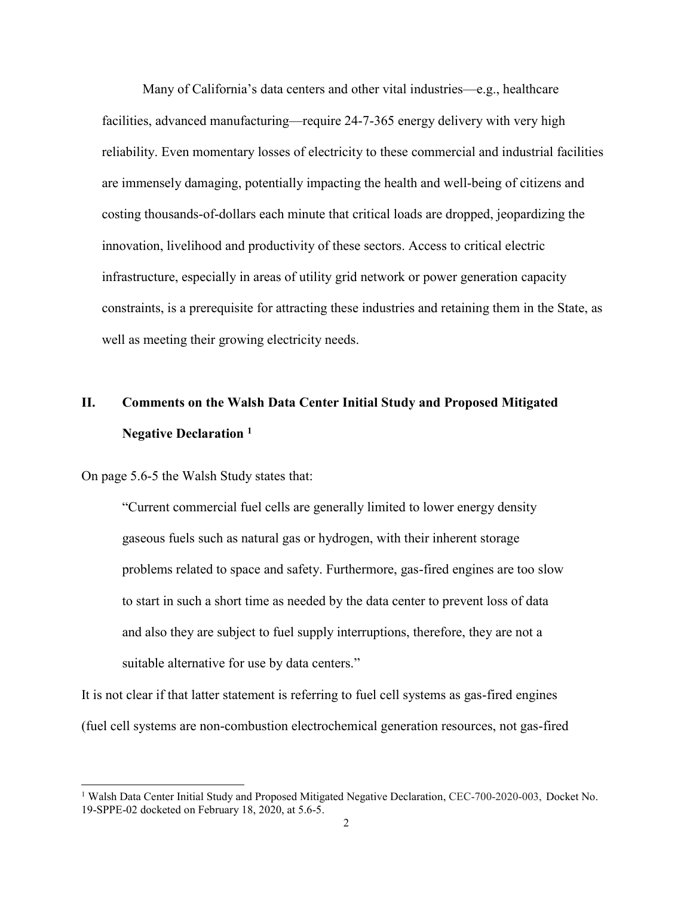Many of California's data centers and other vital industries—e.g., healthcare facilities, advanced manufacturing—require 24-7-365 energy delivery with very high reliability. Even momentary losses of electricity to these commercial and industrial facilities are immensely damaging, potentially impacting the health and well-being of citizens and costing thousands-of-dollars each minute that critical loads are dropped, jeopardizing the innovation, livelihood and productivity of these sectors. Access to critical electric infrastructure, especially in areas of utility grid network or power generation capacity constraints, is a prerequisite for attracting these industries and retaining them in the State, as well as meeting their growing electricity needs.

## II. Comments on the Walsh Data Center Initial Study and Proposed Mitigated Negative Declaration [1]

On page 5.6-5 the Walsh Study states that:

> "Current commercial fuel cells are generally limited to lower energy density gaseous fuels such as natural gas or hydrogen, with their inherent storage problems related to space and safety. Furthermore, gas-fired engines are too slow to start in such a short time as needed by the data center to prevent loss of data and also they are subject to fuel supply interruptions, therefore, they are not a suitable alternative for use by data centers."

It is not clear if that latter statement is referring to fuel cell systems as gas-fired engines (fuel cell systems are non-combustion electrochemical generation resources, not gas-fired

[1] Walsh Data Center Initial Study and Proposed Mitigated Negative Declaration, CEC-700-2020-003, Docket No. 19-SPPE-02 docketed on February 18, 2020, at 5.6-5.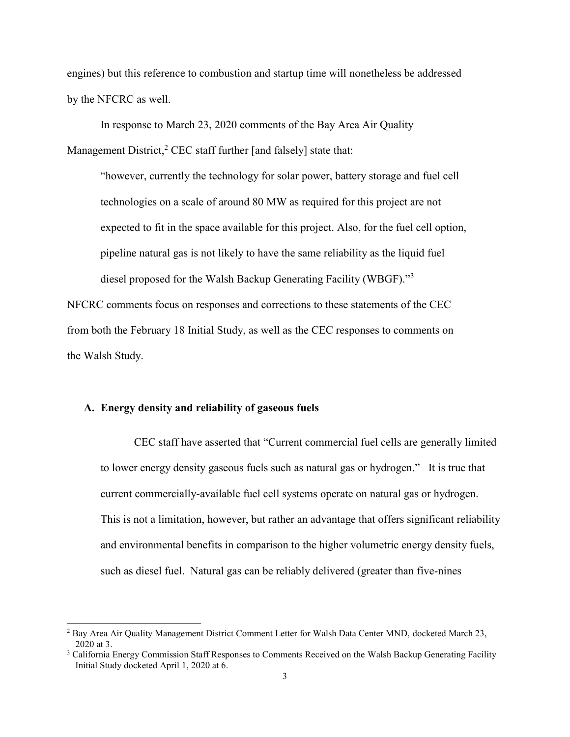engines) but this reference to combustion and startup time will nonetheless be addressed by the NFCRC as well.

In response to March 23, 2020 comments of the Bay Area Air Quality Management District,[2] CEC staff further [and falsely] state that:

> "however, currently the technology for solar power, battery storage and fuel cell technologies on a scale of around 80 MW as required for this project are not expected to fit in the space available for this project. Also, for the fuel cell option, pipeline natural gas is not likely to have the same reliability as the liquid fuel diesel proposed for the Walsh Backup Generating Facility (WBGF)."[3]

NFCRC comments focus on responses and corrections to these statements of the CEC from both the February 18 Initial Study, as well as the CEC responses to comments on the Walsh Study.

### A. Energy density and reliability of gaseous fuels

CEC staff have asserted that "Current commercial fuel cells are generally limited to lower energy density gaseous fuels such as natural gas or hydrogen." It is true that current commercially-available fuel cell systems operate on natural gas or hydrogen. This is not a limitation, however, but rather an advantage that offers significant reliability and environmental benefits in comparison to the higher volumetric energy density fuels, such as diesel fuel. Natural gas can be reliably delivered (greater than five-nines

[2] Bay Area Air Quality Management District Comment Letter for Walsh Data Center MND, docketed March 23, 2020 at 3.

[3] California Energy Commission Staff Responses to Comments Received on the Walsh Backup Generating Facility Initial Study docketed April 1, 2020 at 6.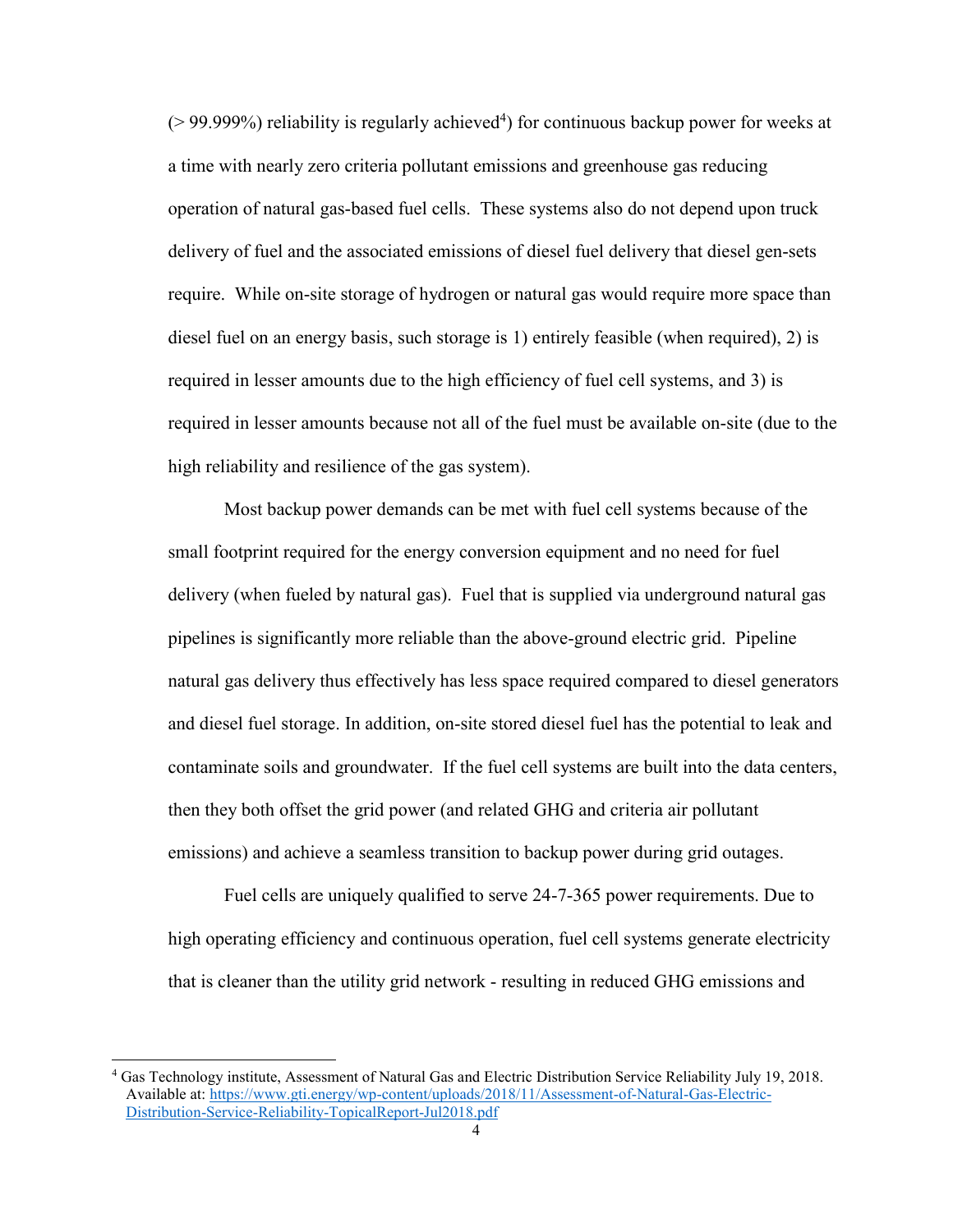(> 99.999%) reliability is regularly achieved[4]) for continuous backup power for weeks at a time with nearly zero criteria pollutant emissions and greenhouse gas reducing operation of natural gas-based fuel cells. These systems also do not depend upon truck delivery of fuel and the associated emissions of diesel fuel delivery that diesel gen-sets require. While on-site storage of hydrogen or natural gas would require more space than diesel fuel on an energy basis, such storage is 1) entirely feasible (when required), 2) is required in lesser amounts due to the high efficiency of fuel cell systems, and 3) is required in lesser amounts because not all of the fuel must be available on-site (due to the high reliability and resilience of the gas system).

Most backup power demands can be met with fuel cell systems because of the small footprint required for the energy conversion equipment and no need for fuel delivery (when fueled by natural gas). Fuel that is supplied via underground natural gas pipelines is significantly more reliable than the above-ground electric grid. Pipeline natural gas delivery thus effectively has less space required compared to diesel generators and diesel fuel storage. In addition, on-site stored diesel fuel has the potential to leak and contaminate soils and groundwater. If the fuel cell systems are built into the data centers, then they both offset the grid power (and related GHG and criteria air pollutant emissions) and achieve a seamless transition to backup power during grid outages.

Fuel cells are uniquely qualified to serve 24-7-365 power requirements. Due to high operating efficiency and continuous operation, fuel cell systems generate electricity that is cleaner than the utility grid network - resulting in reduced GHG emissions and

[4] Gas Technology institute, Assessment of Natural Gas and Electric Distribution Service Reliability July 19, 2018. Available at: https://www.gti.energy/wp-content/uploads/2018/11/Assessment-of-Natural-Gas-Electric-Distribution-Service-Reliability-TopicalReport-Jul2018.pdf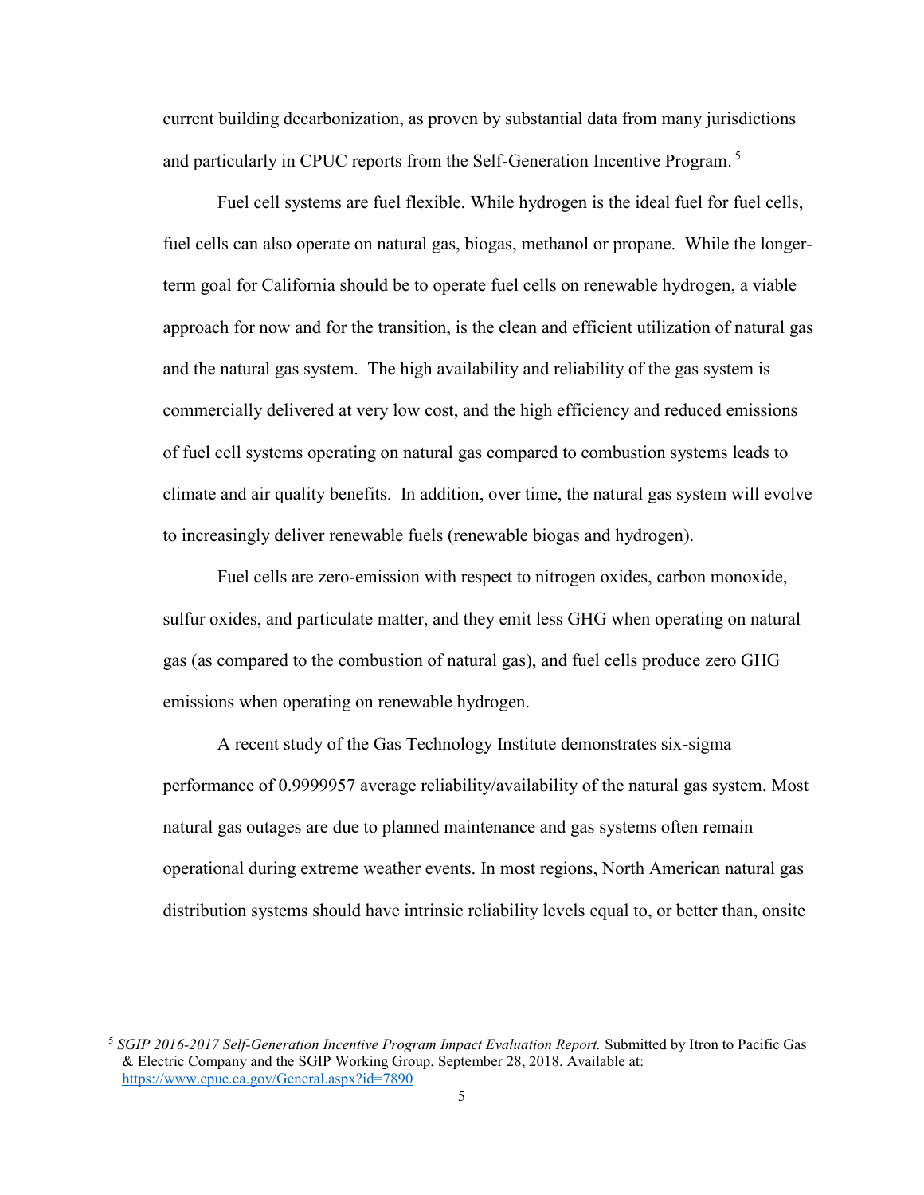current building decarbonization, as proven by substantial data from many jurisdictions and particularly in CPUC reports from the Self-Generation Incentive Program. [5]

Fuel cell systems are fuel flexible. While hydrogen is the ideal fuel for fuel cells, fuel cells can also operate on natural gas, biogas, methanol or propane. While the longer-term goal for California should be to operate fuel cells on renewable hydrogen, a viable approach for now and for the transition, is the clean and efficient utilization of natural gas and the natural gas system. The high availability and reliability of the gas system is commercially delivered at very low cost, and the high efficiency and reduced emissions of fuel cell systems operating on natural gas compared to combustion systems leads to climate and air quality benefits. In addition, over time, the natural gas system will evolve to increasingly deliver renewable fuels (renewable biogas and hydrogen).

Fuel cells are zero-emission with respect to nitrogen oxides, carbon monoxide, sulfur oxides, and particulate matter, and they emit less GHG when operating on natural gas (as compared to the combustion of natural gas), and fuel cells produce zero GHG emissions when operating on renewable hydrogen.

A recent study of the Gas Technology Institute demonstrates six-sigma performance of 0.9999957 average reliability/availability of the natural gas system. Most natural gas outages are due to planned maintenance and gas systems often remain operational during extreme weather events. In most regions, North American natural gas distribution systems should have intrinsic reliability levels equal to, or better than, onsite

---

[5] *SGIP 2016-2017 Self-Generation Incentive Program Impact Evaluation Report.* Submitted by Itron to Pacific Gas & Electric Company and the SGIP Working Group, September 28, 2018. Available at: https://www.cpuc.ca.gov/General.aspx?id=7890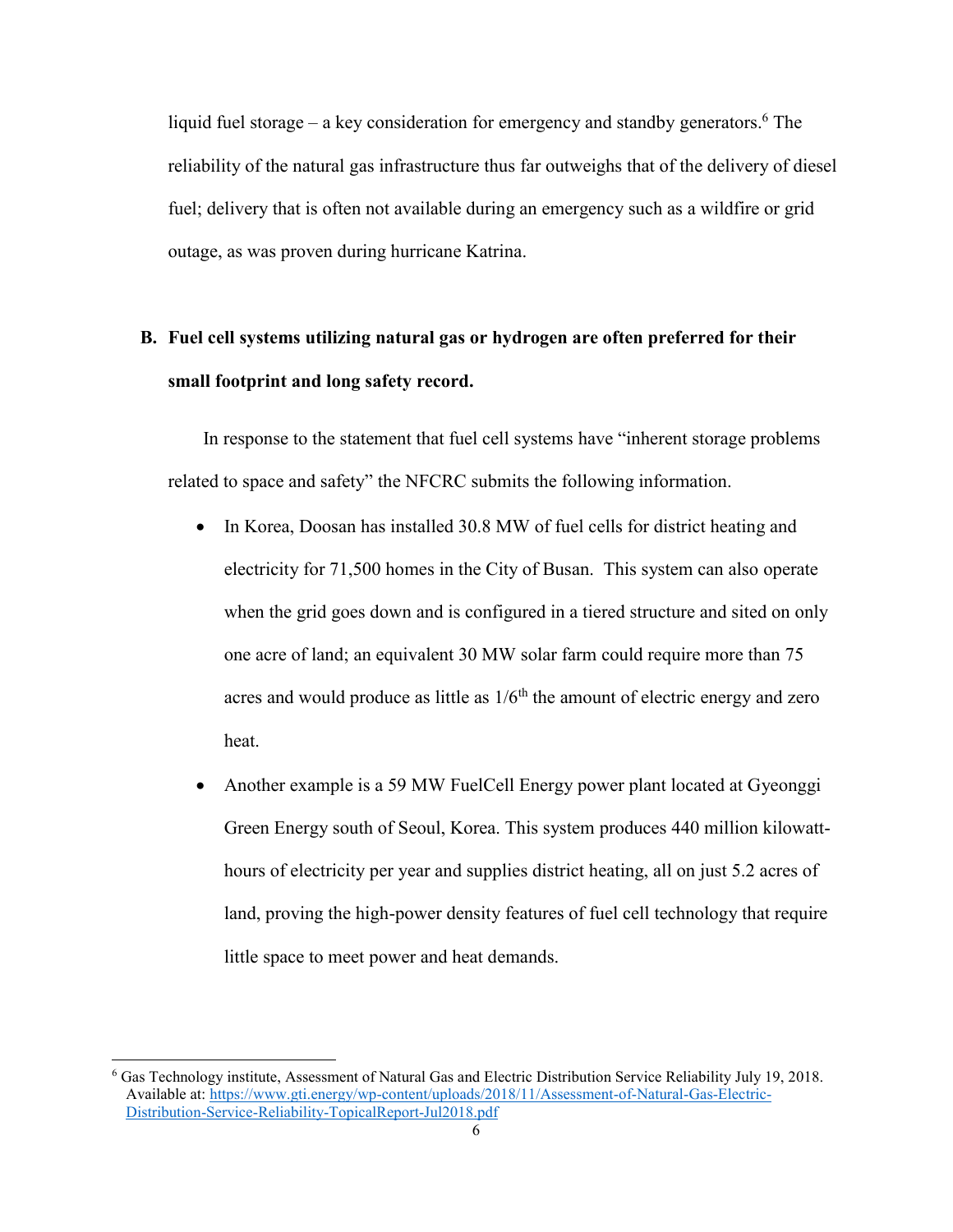liquid fuel storage – a key consideration for emergency and standby generators.[6] The reliability of the natural gas infrastructure thus far outweighs that of the delivery of diesel fuel; delivery that is often not available during an emergency such as a wildfire or grid outage, as was proven during hurricane Katrina.

### B. Fuel cell systems utilizing natural gas or hydrogen are often preferred for their small footprint and long safety record.

In response to the statement that fuel cell systems have "inherent storage problems related to space and safety" the NFCRC submits the following information.

- In Korea, Doosan has installed 30.8 MW of fuel cells for district heating and electricity for 71,500 homes in the City of Busan. This system can also operate when the grid goes down and is configured in a tiered structure and sited on only one acre of land; an equivalent 30 MW solar farm could require more than 75 acres and would produce as little as 1/6th the amount of electric energy and zero heat.
- Another example is a 59 MW FuelCell Energy power plant located at Gyeonggi Green Energy south of Seoul, Korea. This system produces 440 million kilowatt-hours of electricity per year and supplies district heating, all on just 5.2 acres of land, proving the high-power density features of fuel cell technology that require little space to meet power and heat demands.

---

[6] Gas Technology institute, Assessment of Natural Gas and Electric Distribution Service Reliability July 19, 2018. Available at: https://www.gti.energy/wp-content/uploads/2018/11/Assessment-of-Natural-Gas-Electric-Distribution-Service-Reliability-TopicalReport-Jul2018.pdf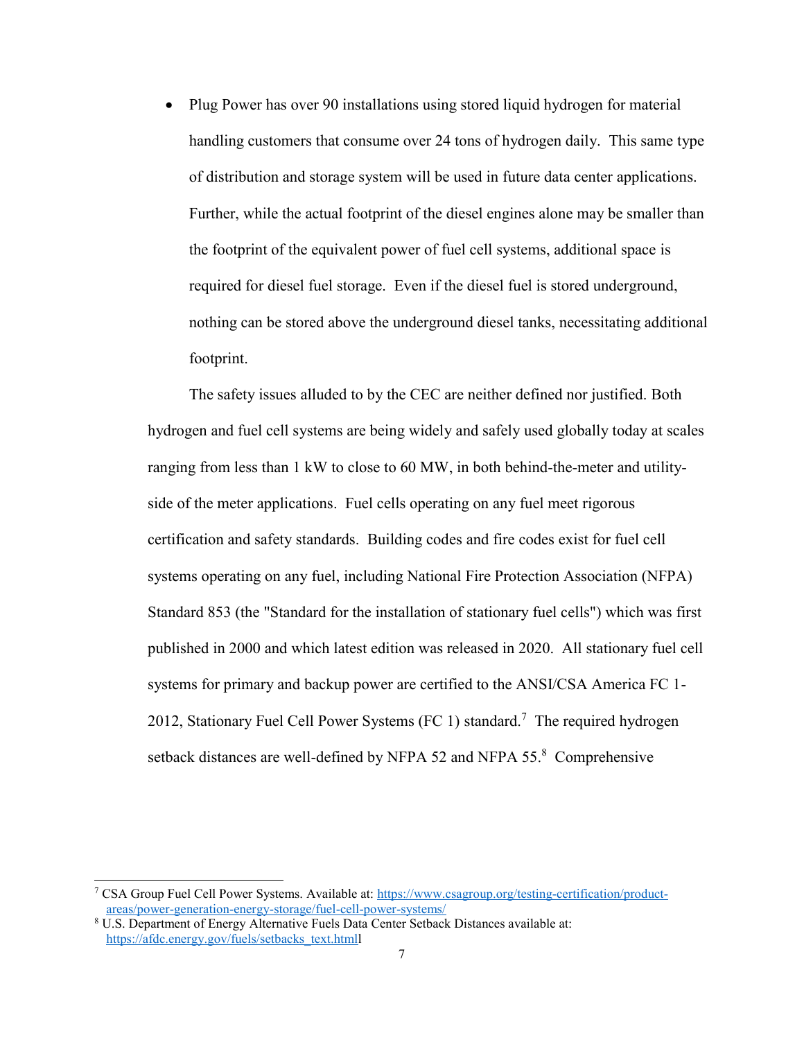- Plug Power has over 90 installations using stored liquid hydrogen for material handling customers that consume over 24 tons of hydrogen daily. This same type of distribution and storage system will be used in future data center applications. Further, while the actual footprint of the diesel engines alone may be smaller than the footprint of the equivalent power of fuel cell systems, additional space is required for diesel fuel storage. Even if the diesel fuel is stored underground, nothing can be stored above the underground diesel tanks, necessitating additional footprint.

The safety issues alluded to by the CEC are neither defined nor justified. Both hydrogen and fuel cell systems are being widely and safely used globally today at scales ranging from less than 1 kW to close to 60 MW, in both behind-the-meter and utility-side of the meter applications. Fuel cells operating on any fuel meet rigorous certification and safety standards. Building codes and fire codes exist for fuel cell systems operating on any fuel, including National Fire Protection Association (NFPA) Standard 853 (the "Standard for the installation of stationary fuel cells") which was first published in 2000 and which latest edition was released in 2020. All stationary fuel cell systems for primary and backup power are certified to the ANSI/CSA America FC 1-2012, Stationary Fuel Cell Power Systems (FC 1) standard.[7] The required hydrogen setback distances are well-defined by NFPA 52 and NFPA 55.[8] Comprehensive

---

[7] CSA Group Fuel Cell Power Systems. Available at: https://www.csagroup.org/testing-certification/product-areas/power-generation-energy-storage/fuel-cell-power-systems/

[8] U.S. Department of Energy Alternative Fuels Data Center Setback Distances available at: https://afdc.energy.gov/fuels/setbacks_text.htmll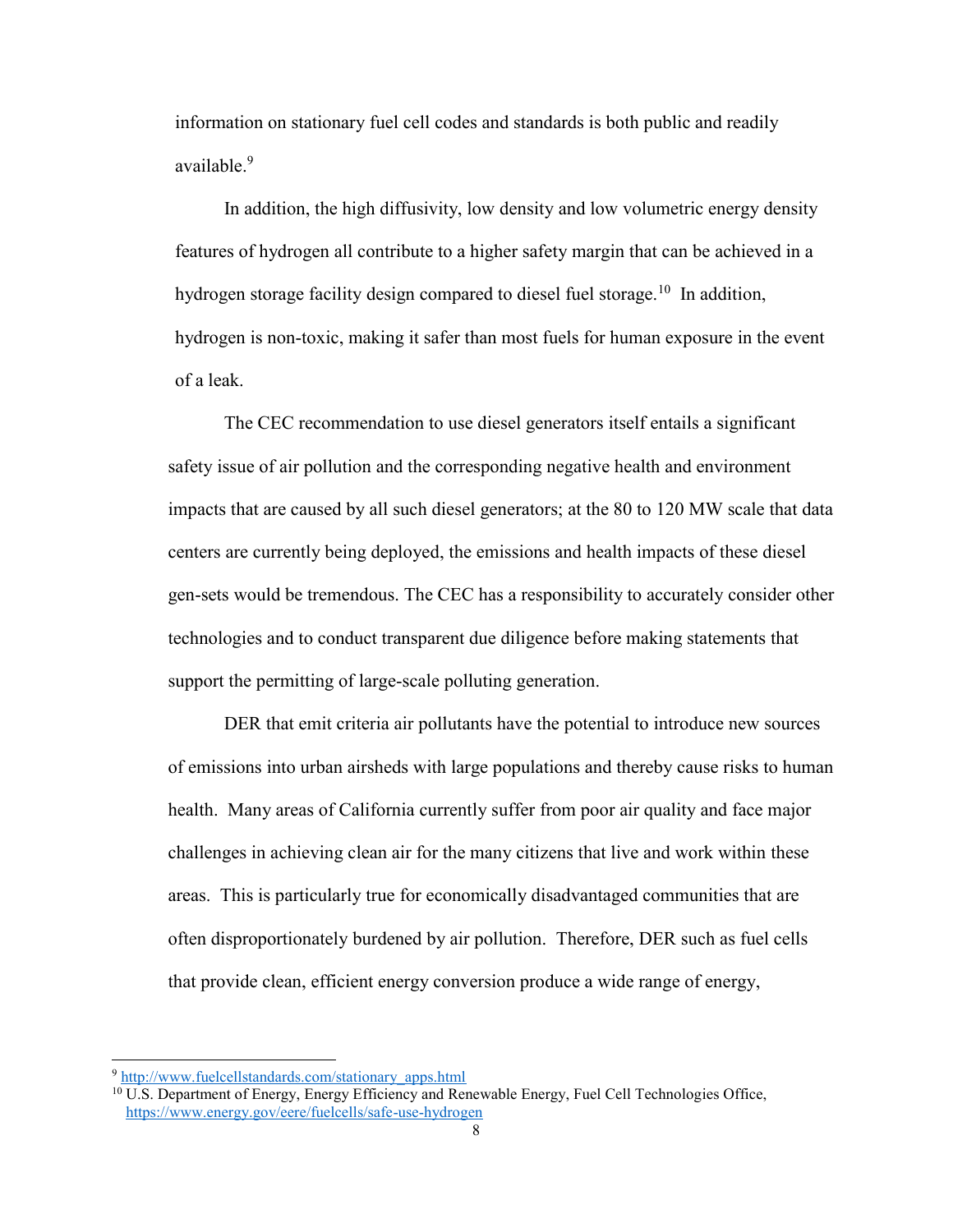information on stationary fuel cell codes and standards is both public and readily available.[9]

In addition, the high diffusivity, low density and low volumetric energy density features of hydrogen all contribute to a higher safety margin that can be achieved in a hydrogen storage facility design compared to diesel fuel storage.[10] In addition, hydrogen is non-toxic, making it safer than most fuels for human exposure in the event of a leak.

The CEC recommendation to use diesel generators itself entails a significant safety issue of air pollution and the corresponding negative health and environment impacts that are caused by all such diesel generators; at the 80 to 120 MW scale that data centers are currently being deployed, the emissions and health impacts of these diesel gen-sets would be tremendous. The CEC has a responsibility to accurately consider other technologies and to conduct transparent due diligence before making statements that support the permitting of large-scale polluting generation.

DER that emit criteria air pollutants have the potential to introduce new sources of emissions into urban airsheds with large populations and thereby cause risks to human health. Many areas of California currently suffer from poor air quality and face major challenges in achieving clean air for the many citizens that live and work within these areas. This is particularly true for economically disadvantaged communities that are often disproportionately burdened by air pollution. Therefore, DER such as fuel cells that provide clean, efficient energy conversion produce a wide range of energy,

---

[9] http://www.fuelcellstandards.com/stationary_apps.html

[10] U.S. Department of Energy, Energy Efficiency and Renewable Energy, Fuel Cell Technologies Office, https://www.energy.gov/eere/fuelcells/safe-use-hydrogen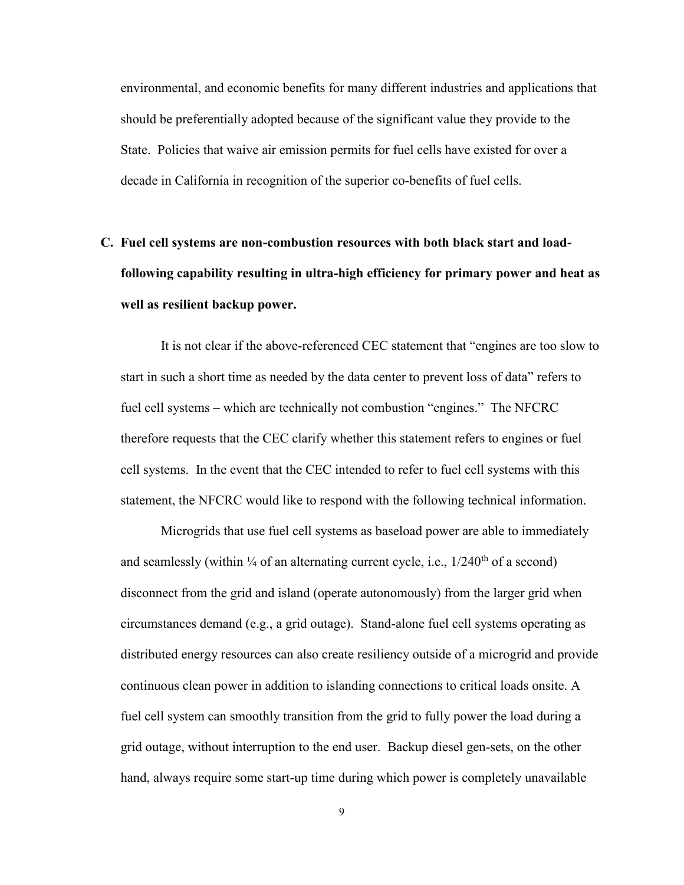environmental, and economic benefits for many different industries and applications that should be preferentially adopted because of the significant value they provide to the State. Policies that waive air emission permits for fuel cells have existed for over a decade in California in recognition of the superior co-benefits of fuel cells.

**C. Fuel cell systems are non-combustion resources with both black start and load-following capability resulting in ultra-high efficiency for primary power and heat as well as resilient backup power.**

It is not clear if the above-referenced CEC statement that "engines are too slow to start in such a short time as needed by the data center to prevent loss of data" refers to fuel cell systems – which are technically not combustion "engines." The NFCRC therefore requests that the CEC clarify whether this statement refers to engines or fuel cell systems. In the event that the CEC intended to refer to fuel cell systems with this statement, the NFCRC would like to respond with the following technical information.

Microgrids that use fuel cell systems as baseload power are able to immediately and seamlessly (within ¼ of an alternating current cycle, i.e., 1/240th of a second) disconnect from the grid and island (operate autonomously) from the larger grid when circumstances demand (e.g., a grid outage). Stand-alone fuel cell systems operating as distributed energy resources can also create resiliency outside of a microgrid and provide continuous clean power in addition to islanding connections to critical loads onsite. A fuel cell system can smoothly transition from the grid to fully power the load during a grid outage, without interruption to the end user. Backup diesel gen-sets, on the other hand, always require some start-up time during which power is completely unavailable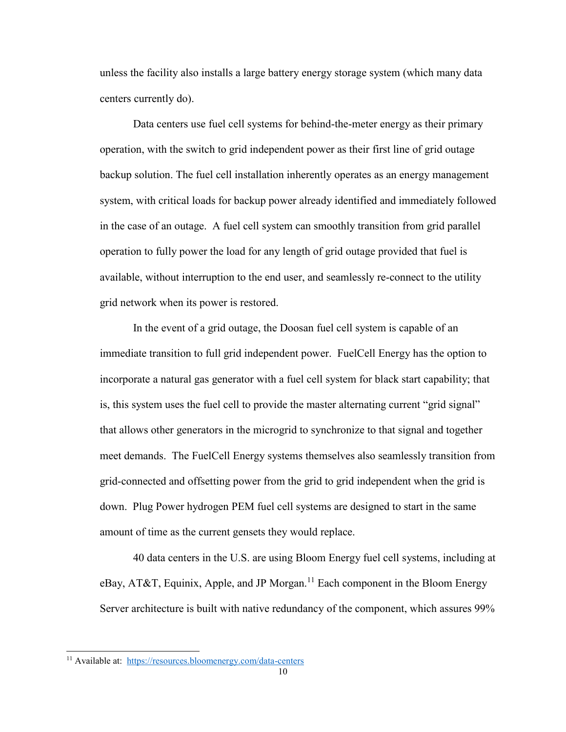unless the facility also installs a large battery energy storage system (which many data centers currently do).

Data centers use fuel cell systems for behind-the-meter energy as their primary operation, with the switch to grid independent power as their first line of grid outage backup solution. The fuel cell installation inherently operates as an energy management system, with critical loads for backup power already identified and immediately followed in the case of an outage. A fuel cell system can smoothly transition from grid parallel operation to fully power the load for any length of grid outage provided that fuel is available, without interruption to the end user, and seamlessly re-connect to the utility grid network when its power is restored.

In the event of a grid outage, the Doosan fuel cell system is capable of an immediate transition to full grid independent power. FuelCell Energy has the option to incorporate a natural gas generator with a fuel cell system for black start capability; that is, this system uses the fuel cell to provide the master alternating current "grid signal" that allows other generators in the microgrid to synchronize to that signal and together meet demands. The FuelCell Energy systems themselves also seamlessly transition from grid-connected and offsetting power from the grid to grid independent when the grid is down. Plug Power hydrogen PEM fuel cell systems are designed to start in the same amount of time as the current gensets they would replace.

40 data centers in the U.S. are using Bloom Energy fuel cell systems, including at eBay, AT&T, Equinix, Apple, and JP Morgan.[11] Each component in the Bloom Energy Server architecture is built with native redundancy of the component, which assures 99%

---

[11] Available at: [https://resources.bloomenergy.com/data-centers](https://resources.bloomenergy.com/data-centers)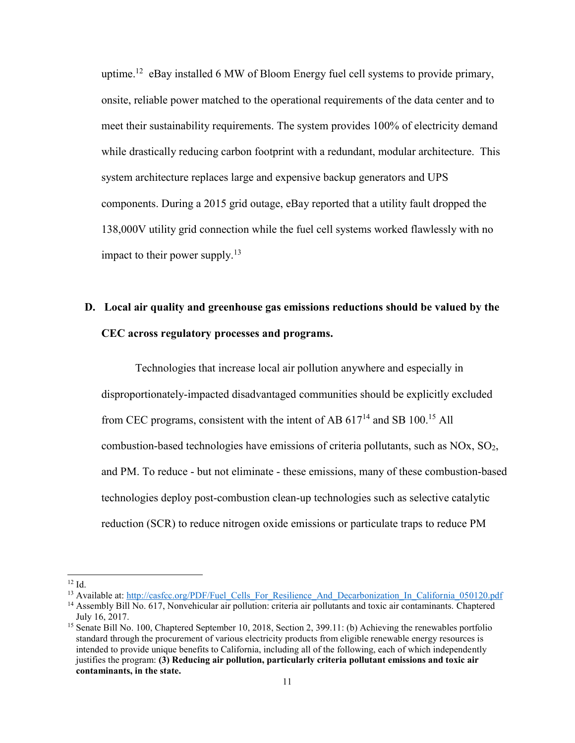uptime.[12] eBay installed 6 MW of Bloom Energy fuel cell systems to provide primary, onsite, reliable power matched to the operational requirements of the data center and to meet their sustainability requirements. The system provides 100% of electricity demand while drastically reducing carbon footprint with a redundant, modular architecture. This system architecture replaces large and expensive backup generators and UPS components. During a 2015 grid outage, eBay reported that a utility fault dropped the 138,000V utility grid connection while the fuel cell systems worked flawlessly with no impact to their power supply.[13]

## D. Local air quality and greenhouse gas emissions reductions should be valued by the CEC across regulatory processes and programs.

Technologies that increase local air pollution anywhere and especially in disproportionately-impacted disadvantaged communities should be explicitly excluded from CEC programs, consistent with the intent of AB 617[14] and SB 100.[15] All combustion-based technologies have emissions of criteria pollutants, such as NOx, $SO_2$, and PM. To reduce - but not eliminate - these emissions, many of these combustion-based technologies deploy post-combustion clean-up technologies such as selective catalytic reduction (SCR) to reduce nitrogen oxide emissions or particulate traps to reduce PM

---

[12] Id.

[13] Available at: http://casfcc.org/PDF/Fuel_Cells_For_Resilience_And_Decarbonization_In_California_050120.pdf

[14] Assembly Bill No. 617, Nonvehicular air pollution: criteria air pollutants and toxic air contaminants. Chaptered July 16, 2017.

[15] Senate Bill No. 100, Chaptered September 10, 2018, Section 2, 399.11: (b) Achieving the renewables portfolio standard through the procurement of various electricity products from eligible renewable energy resources is intended to provide unique benefits to California, including all of the following, each of which independently justifies the program: **(3) Reducing air pollution, particularly criteria pollutant emissions and toxic air contaminants, in the state.**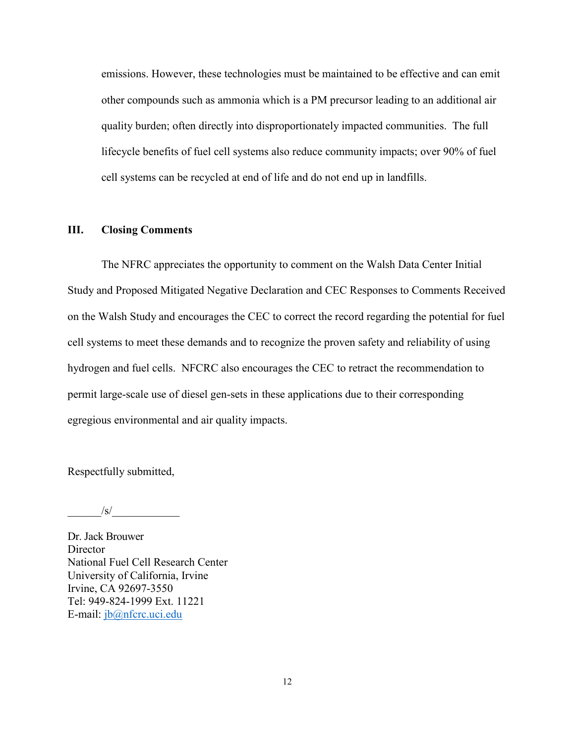emissions. However, these technologies must be maintained to be effective and can emit other compounds such as ammonia which is a PM precursor leading to an additional air quality burden; often directly into disproportionately impacted communities. The full lifecycle benefits of fuel cell systems also reduce community impacts; over 90% of fuel cell systems can be recycled at end of life and do not end up in landfills.

## III. Closing Comments

The NFRC appreciates the opportunity to comment on the Walsh Data Center Initial Study and Proposed Mitigated Negative Declaration and CEC Responses to Comments Received on the Walsh Study and encourages the CEC to correct the record regarding the potential for fuel cell systems to meet these demands and to recognize the proven safety and reliability of using hydrogen and fuel cells. NFCRC also encourages the CEC to retract the recommendation to permit large-scale use of diesel gen-sets in these applications due to their corresponding egregious environmental and air quality impacts.

Respectfully submitted,

______/s/____________

Dr. Jack Brouwer
Director
National Fuel Cell Research Center
University of California, Irvine
Irvine, CA 92697-3550
Tel: 949-824-1999 Ext. 11221
E-mail: jb@nfcrc.uci.edu